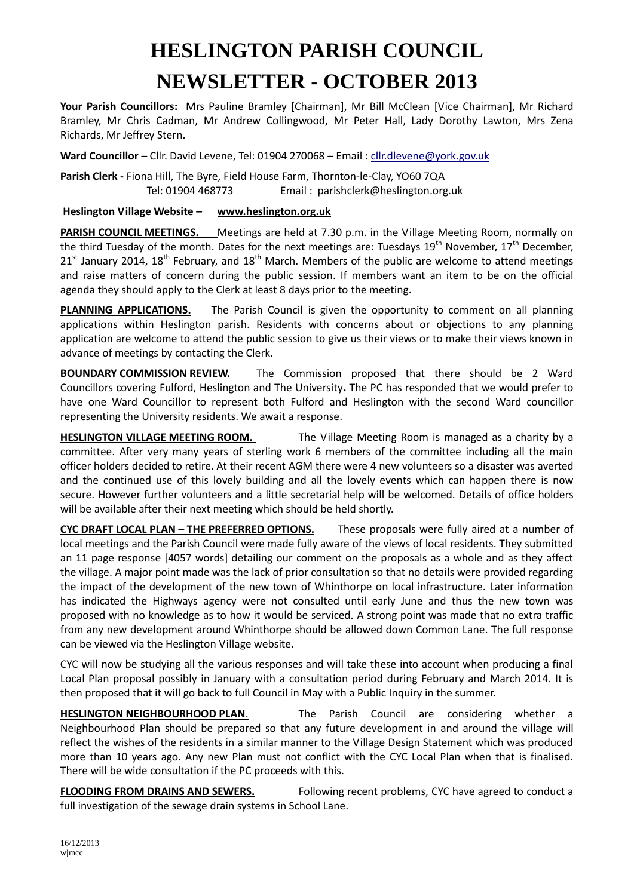# HESLINGTON PARISH COUNCIL

# NEWSLETTER - OCTOBER 2013

**Your Parish Councillors:** Mrs Pauline Bramley [Chairman], Mr Bill McClean [Vice Chairman], Mr Richard Bramley, Mr Chris Cadman, Mr Andrew Collingwood, Mr Peter Hall, Lady Dorothy Lawton, Mrs Zena Richards, Mr Jeffrey Stern.

**Ward Councillor** – Cllr. David Levene, Tel: 01904 270068 – Email : cllr.dlevene@york.gov.uk

**Parish Clerk -** Fiona Hill, The Byre, Field House Farm, Thornton-le-Clay, YO60 7QA
Tel: 01904 468773 Email : parishclerk@heslington.org.uk

**Heslington Village Website – www.heslington.org.uk**

**PARISH COUNCIL MEETINGS.** Meetings are held at 7.30 p.m. in the Village Meeting Room, normally on the third Tuesday of the month. Dates for the next meetings are: Tuesdays 19th November, 17th December, 21st January 2014, 18th February, and 18th March. Members of the public are welcome to attend meetings and raise matters of concern during the public session. If members want an item to be on the official agenda they should apply to the Clerk at least 8 days prior to the meeting.

**PLANNING APPLICATIONS.** The Parish Council is given the opportunity to comment on all planning applications within Heslington parish. Residents with concerns about or objections to any planning application are welcome to attend the public session to give us their views or to make their views known in advance of meetings by contacting the Clerk.

**BOUNDARY COMMISSION REVIEW.** The Commission proposed that there should be 2 Ward Councillors covering Fulford, Heslington and The University**.** The PC has responded that we would prefer to have one Ward Councillor to represent both Fulford and Heslington with the second Ward councillor representing the University residents. We await a response.

**HESLINGTON VILLAGE MEETING ROOM.** The Village Meeting Room is managed as a charity by a committee. After very many years of sterling work 6 members of the committee including all the main officer holders decided to retire. At their recent AGM there were 4 new volunteers so a disaster was averted and the continued use of this lovely building and all the lovely events which can happen there is now secure. However further volunteers and a little secretarial help will be welcomed. Details of office holders will be available after their next meeting which should be held shortly.

**CYC DRAFT LOCAL PLAN – THE PREFERRED OPTIONS.** These proposals were fully aired at a number of local meetings and the Parish Council were made fully aware of the views of local residents. They submitted an 11 page response [4057 words] detailing our comment on the proposals as a whole and as they affect the village. A major point made was the lack of prior consultation so that no details were provided regarding the impact of the development of the new town of Whinthorpe on local infrastructure. Later information has indicated the Highways agency were not consulted until early June and thus the new town was proposed with no knowledge as to how it would be serviced. A strong point was made that no extra traffic from any new development around Whinthorpe should be allowed down Common Lane. The full response can be viewed via the Heslington Village website.

CYC will now be studying all the various responses and will take these into account when producing a final Local Plan proposal possibly in January with a consultation period during February and March 2014. It is then proposed that it will go back to full Council in May with a Public Inquiry in the summer.

**HESLINGTON NEIGHBOURHOOD PLAN**. The Parish Council are considering whether a Neighbourhood Plan should be prepared so that any future development in and around the village will reflect the wishes of the residents in a similar manner to the Village Design Statement which was produced more than 10 years ago. Any new Plan must not conflict with the CYC Local Plan when that is finalised. There will be wide consultation if the PC proceeds with this.

**FLOODING FROM DRAINS AND SEWERS.** Following recent problems, CYC have agreed to conduct a full investigation of the sewage drain systems in School Lane.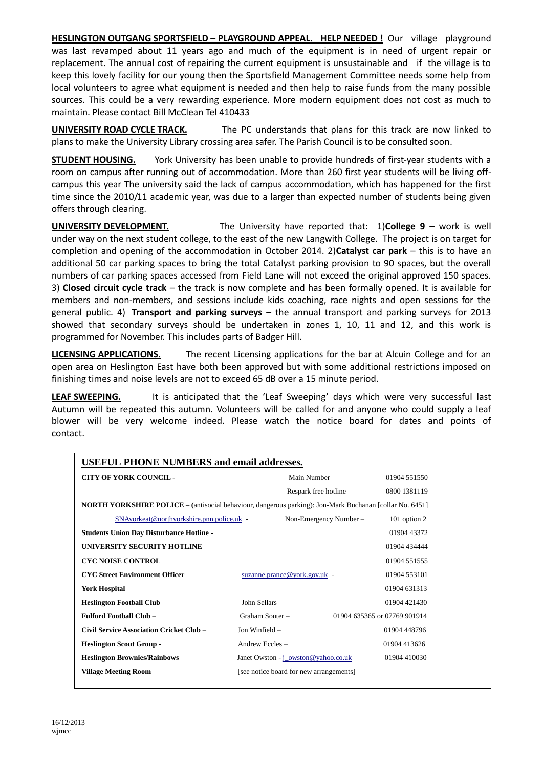**HESLINGTON OUTGANG SPORTSFIELD – PLAYGROUND APPEAL. HELP NEEDED !** Our village playground was last revamped about 11 years ago and much of the equipment is in need of urgent repair or replacement. The annual cost of repairing the current equipment is unsustainable and if the village is to keep this lovely facility for our young then the Sportsfield Management Committee needs some help from local volunteers to agree what equipment is needed and then help to raise funds from the many possible sources. This could be a very rewarding experience. More modern equipment does not cost as much to maintain. Please contact Bill McClean Tel 410433

**UNIVERSITY ROAD CYCLE TRACK.** The PC understands that plans for this track are now linked to plans to make the University Library crossing area safer. The Parish Council is to be consulted soon.

**STUDENT HOUSING.** York University has been unable to provide hundreds of first-year students with a room on campus after running out of accommodation. More than 260 first year students will be living off-campus this year The university said the lack of campus accommodation, which has happened for the first time since the 2010/11 academic year, was due to a larger than expected number of students being given offers through clearing.

**UNIVERSITY DEVELOPMENT.** The University have reported that: 1)**College 9** – work is well under way on the next student college, to the east of the new Langwith College. The project is on target for completion and opening of the accommodation in October 2014. 2)**Catalyst car park** – this is to have an additional 50 car parking spaces to bring the total Catalyst parking provision to 90 spaces, but the overall numbers of car parking spaces accessed from Field Lane will not exceed the original approved 150 spaces. 3) **Closed circuit cycle track** – the track is now complete and has been formally opened. It is available for members and non-members, and sessions include kids coaching, race nights and open sessions for the general public. 4) **Transport and parking surveys** – the annual transport and parking surveys for 2013 showed that secondary surveys should be undertaken in zones 1, 10, 11 and 12, and this work is programmed for November. This includes parts of Badger Hill.

**LICENSING APPLICATIONS.** The recent Licensing applications for the bar at Alcuin College and for an open area on Heslington East have both been approved but with some additional restrictions imposed on finishing times and noise levels are not to exceed 65 dB over a 15 minute period.

**LEAF SWEEPING.** It is anticipated that the 'Leaf Sweeping' days which were very successful last Autumn will be repeated this autumn. Volunteers will be called for and anyone who could supply a leaf blower will be very welcome indeed. Please watch the notice board for dates and points of contact.

## USEFUL PHONE NUMBERS and email addresses.

| | | |
|---|---|---|
| **CITY OF YORK COUNCIL -** | Main Number – | 01904 551550 |
| | Respark free hotline – | 0800 1381119 |
| **NORTH YORKSHIRE POLICE – (**antisocial behaviour, dangerous parking): Jon-Mark Buchanan [collar No. 6451] | | |
| SNAyorkeat@northyorkshire.pnn.police.uk - | Non-Emergency Number – | 101 option 2 |
| **Students Union Day Disturbance Hotline -** | | 01904 43372 |
| **UNIVERSITY SECURITY HOTLINE** – | | 01904 434444 |
| **CYC NOISE CONTROL** | | 01904 551555 |
| **CYC Street Environment Officer** – | suzanne.prance@york.gov.uk - | 01904 553101 |
| **York Hospital** – | | 01904 631313 |
| **Heslington Football Club** – | John Sellars – | 01904 421430 |
| **Fulford Football Club** – | Graham Souter – | 01904 635365 or 07769 901914 |
| **Civil Service Association Cricket Club** – | Jon Winfield – | 01904 448796 |
| **Heslington Scout Group -** | Andrew Eccles – | 01904 413626 |
| **Heslington Brownies/Rainbows** | Janet Owston - j_owston@yahoo.co.uk | 01904 410030 |
| **Village Meeting Room** – | [see notice board for new arrangements] | |

16/12/2013
wjmcc